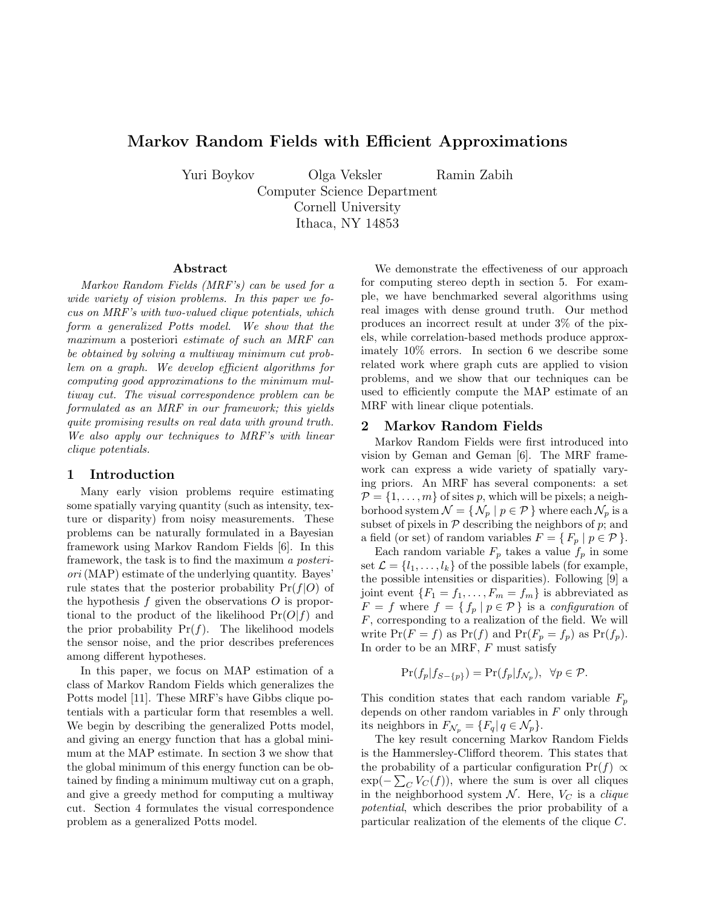# Markov Random Fields with Efficient Approximations

Yuri Boykov Olga Veksler Ramin Zabih

Computer Science Department
Cornell University
Ithaca, NY 14853

## Abstract

*Markov Random Fields (MRF's) can be used for a wide variety of vision problems. In this paper we focus on MRF's with two-valued clique potentials, which form a generalized Potts model. We show that the maximum* a posteriori *estimate of such an MRF can be obtained by solving a multiway minimum cut problem on a graph. We develop efficient algorithms for computing good approximations to the minimum multiway cut. The visual correspondence problem can be formulated as an MRF in our framework; this yields quite promising results on real data with ground truth. We also apply our techniques to MRF's with linear clique potentials.*

## 1 Introduction

Many early vision problems require estimating some spatially varying quantity (such as intensity, texture or disparity) from noisy measurements. These problems can be naturally formulated in a Bayesian framework using Markov Random Fields [6]. In this framework, the task is to find the maximum *a posteriori* (MAP) estimate of the underlying quantity. Bayes' rule states that the posterior probability $\Pr(f|O)$ of the hypothesis $f$ given the observations $O$ is proportional to the product of the likelihood $\Pr(O|f)$ and the prior probability $\Pr(f)$. The likelihood models the sensor noise, and the prior describes preferences among different hypotheses.

In this paper, we focus on MAP estimation of a class of Markov Random Fields which generalizes the Potts model [11]. These MRF's have Gibbs clique potentials with a particular form that resembles a well. We begin by describing the generalized Potts model, and giving an energy function that has a global minimum at the MAP estimate. In section 3 we show that the global minimum of this energy function can be obtained by finding a minimum multiway cut on a graph, and give a greedy method for computing a multiway cut. Section 4 formulates the visual correspondence problem as a generalized Potts model.

We demonstrate the effectiveness of our approach for computing stereo depth in section 5. For example, we have benchmarked several algorithms using real images with dense ground truth. Our method produces an incorrect result at under 3% of the pixels, while correlation-based methods produce approximately 10% errors. In section 6 we describe some related work where graph cuts are applied to vision problems, and we show that our techniques can be used to efficiently compute the MAP estimate of an MRF with linear clique potentials.

## 2 Markov Random Fields

Markov Random Fields were first introduced into vision by Geman and Geman [6]. The MRF framework can express a wide variety of spatially varying priors. An MRF has several components: a set $\mathcal{P} = \{1, \ldots, m\}$ of sites $p$, which will be pixels; a neighborhood system $\mathcal{N} = \{\, \mathcal{N}_p \mid p \in \mathcal{P} \,\}$ where each $\mathcal{N}_p$ is a subset of pixels in $\mathcal{P}$ describing the neighbors of $p$; and a field (or set) of random variables $F = \{\, F_p \mid p \in \mathcal{P} \,\}$.

Each random variable $F_p$ takes a value $f_p$ in some set $\mathcal{L} = \{l_1, \ldots, l_k\}$ of the possible labels (for example, the possible intensities or disparities). Following [9] a joint event $\{F_1 = f_1, \ldots, F_m = f_m\}$ is abbreviated as $F = f$ where $f = \{\, f_p \mid p \in \mathcal{P} \,\}$ is a *configuration* of $F$, corresponding to a realization of the field. We will write $\Pr(F = f)$ as $\Pr(f)$ and $\Pr(F_p = f_p)$ as $\Pr(f_p)$. In order to be an MRF, $F$ must satisfy

$$\Pr(f_p | f_{S-\{p\}}) = \Pr(f_p | f_{\mathcal{N}_p}), \;\; \forall p \in \mathcal{P}.$$

This condition states that each random variable $F_p$ depends on other random variables in $F$ only through its neighbors in $F_{\mathcal{N}_p} = \{F_q | \, q \in \mathcal{N}_p\}$.

The key result concerning Markov Random Fields is the Hammersley-Clifford theorem. This states that the probability of a particular configuration $\Pr(f) \propto \exp(-\sum_C V_C(f))$, where the sum is over all cliques in the neighborhood system $\mathcal{N}$. Here, $V_C$ is a *clique potential*, which describes the prior probability of a particular realization of the elements of the clique $C$.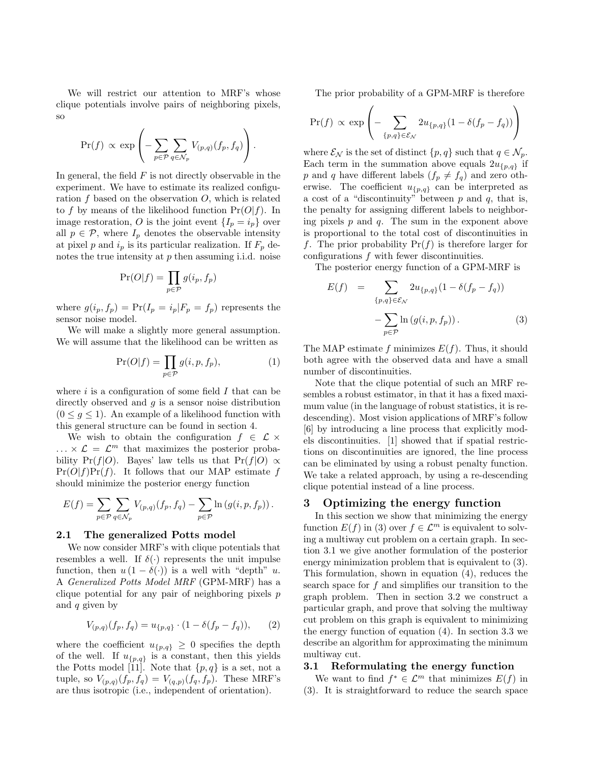We will restrict our attention to MRF's whose clique potentials involve pairs of neighboring pixels, so

$$\Pr(f) \propto \exp\left(-\sum_{p\in\mathcal{P}}\sum_{q\in\mathcal{N}_p} V_{(p,q)}(f_p, f_q)\right).$$

In general, the field $F$ is not directly observable in the experiment. We have to estimate its realized configuration $f$ based on the observation $O$, which is related to $f$ by means of the likelihood function $\Pr(O|f)$. In image restoration, $O$ is the joint event $\{I_p = i_p\}$ over all $p \in \mathcal{P}$, where $I_p$ denotes the observable intensity at pixel $p$ and $i_p$ is its particular realization. If $F_p$ denotes the true intensity at $p$ then assuming i.i.d. noise

$$\Pr(O|f) = \prod_{p\in\mathcal{P}} g(i_p, f_p)$$

where $g(i_p, f_p) = \Pr(I_p = i_p | F_p = f_p)$ represents the sensor noise model.

We will make a slightly more general assumption. We will assume that the likelihood can be written as

$$\Pr(O|f) = \prod_{p\in\mathcal{P}} g(i, p, f_p), \tag{1}$$

where $i$ is a configuration of some field $I$ that can be directly observed and $g$ is a sensor noise distribution ($0 \le g \le 1$). An example of a likelihood function with this general structure can be found in section 4.

We wish to obtain the configuration $f \in \mathcal{L} \times \ldots \times \mathcal{L} = \mathcal{L}^m$ that maximizes the posterior probability $\Pr(f|O)$. Bayes' law tells us that $\Pr(f|O) \propto \Pr(O|f)\Pr(f)$. It follows that our MAP estimate $f$ should minimize the posterior energy function

$$E(f) = \sum_{p\in\mathcal{P}}\sum_{q\in\mathcal{N}_p} V_{(p,q)}(f_p, f_q) - \sum_{p\in\mathcal{P}} \ln\left(g(i, p, f_p)\right).$$

### 2.1 The generalized Potts model

We now consider MRF's with clique potentials that resembles a well. If $\delta(\cdot)$ represents the unit impulse function, then $u\,(1 - \delta(\cdot))$ is a well with "depth" $u$. A *Generalized Potts Model MRF* (GPM-MRF) has a clique potential for any pair of neighboring pixels $p$ and $q$ given by

$$V_{(p,q)}(f_p, f_q) = u_{\{p,q\}} \cdot (1 - \delta(f_p - f_q)), \tag{2}$$

where the coefficient $u_{\{p,q\}} \ge 0$ specifies the depth of the well. If $u_{\{p,q\}}$ is a constant, then this yields the Potts model [11]. Note that $\{p, q\}$ is a set, not a tuple, so $V_{(p,q)}(f_p, f_q) = V_{(q,p)}(f_q, f_p)$. These MRF's are thus isotropic (i.e., independent of orientation).

The prior probability of a GPM-MRF is therefore

$$\Pr(f) \propto \exp\left(-\sum_{\{p,q\}\in\mathcal{E}_\mathcal{N}} 2u_{\{p,q\}}(1 - \delta(f_p - f_q))\right)$$

where $\mathcal{E}_\mathcal{N}$ is the set of distinct $\{p, q\}$ such that $q \in \mathcal{N}_p$. Each term in the summation above equals $2u_{\{p,q\}}$ if $p$ and $q$ have different labels ($f_p \ne f_q$) and zero otherwise. The coefficient $u_{\{p,q\}}$ can be interpreted as a cost of a "discontinuity" between $p$ and $q$, that is, the penalty for assigning different labels to neighboring pixels $p$ and $q$. The sum in the exponent above is proportional to the total cost of discontinuities in $f$. The prior probability $\Pr(f)$ is therefore larger for configurations $f$ with fewer discontinuities.

The posterior energy function of a GPM-MRF is

$$\begin{aligned} E(f) &= \sum_{\{p,q\}\in\mathcal{E}_\mathcal{N}} 2u_{\{p,q\}}(1 - \delta(f_p - f_q)) \\ &\quad - \sum_{p\in\mathcal{P}} \ln\left(g(i, p, f_p)\right). \end{aligned} \tag{3}$$

The MAP estimate $f$ minimizes $E(f)$. Thus, it should both agree with the observed data and have a small number of discontinuities.

Note that the clique potential of such an MRF resembles a robust estimator, in that it has a fixed maximum value (in the language of robust statistics, it is re-descending). Most vision applications of MRF's follow [6] by introducing a line process that explicitly models discontinuities. [1] showed that if spatial restrictions on discontinuities are ignored, the line process can be eliminated by using a robust penalty function. We take a related approach, by using a re-descending clique potential instead of a line process.

## 3 Optimizing the energy function

In this section we show that minimizing the energy function $E(f)$ in (3) over $f \in \mathcal{L}^m$ is equivalent to solving a multiway cut problem on a certain graph. In section 3.1 we give another formulation of the posterior energy minimization problem that is equivalent to (3). This formulation, shown in equation (4), reduces the search space for $f$ and simplifies our transition to the graph problem. Then in section 3.2 we construct a particular graph, and prove that solving the multiway cut problem on this graph is equivalent to minimizing the energy function of equation (4). In section 3.3 we describe an algorithm for approximating the minimum multiway cut.

### 3.1 Reformulating the energy function

We want to find $f^* \in \mathcal{L}^m$ that minimizes $E(f)$ in (3). It is straightforward to reduce the search space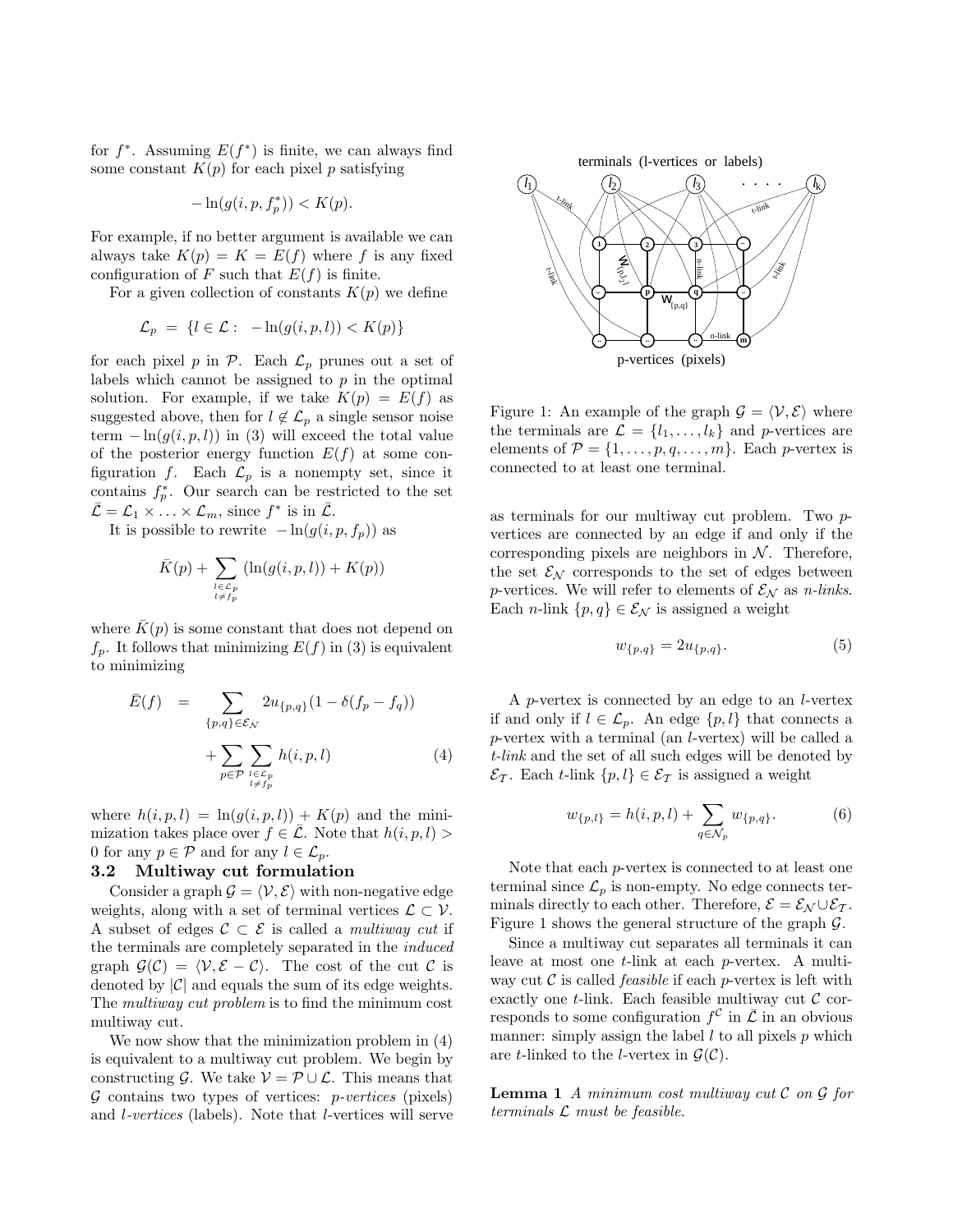for $f^*$. Assuming $E(f^*)$ is finite, we can always find some constant $K(p)$ for each pixel $p$ satisfying

$$-\ln(g(i,p,f_p^*)) < K(p).$$

For example, if no better argument is available we can always take $K(p) = K = E(f)$ where $f$ is any fixed configuration of $F$ such that $E(f)$ is finite.

For a given collection of constants $K(p)$ we define

$$\mathcal{L}_p \;=\; \{l \in \mathcal{L} : \; -\ln(g(i,p,l)) < K(p)\}$$

for each pixel $p$ in $\mathcal{P}$. Each $\mathcal{L}_p$ prunes out a set of labels which cannot be assigned to $p$ in the optimal solution. For example, if we take $K(p) = E(f)$ as suggested above, then for $l \notin \mathcal{L}_p$ a single sensor noise term $-\ln(g(i,p,l))$ in (3) will exceed the total value of the posterior energy function $E(f)$ at some configuration $f$. Each $\mathcal{L}_p$ is a nonempty set, since it contains $f_p^*$. Our search can be restricted to the set $\bar{\mathcal{L}} = \mathcal{L}_1 \times \ldots \times \mathcal{L}_m$, since $f^*$ is in $\bar{\mathcal{L}}$.

It is possible to rewrite $-\ln(g(i,p,f_p))$ as

$$\bar{K}(p) + \sum_{\substack{l \in \mathcal{L}_p \\ l \neq f_p}} \left(\ln(g(i,p,l)) + K(p)\right)$$

where $\bar{K}(p)$ is some constant that does not depend on $f_p$. It follows that minimizing $E(f)$ in (3) is equivalent to minimizing

$$\begin{aligned} \bar{E}(f) \;=\; & \sum_{\{p,q\} \in \mathcal{E}_{\mathcal{N}}} 2u_{\{p,q\}}(1 - \delta(f_p - f_q)) \\ & + \sum_{p \in \mathcal{P}} \sum_{\substack{l \in \mathcal{L}_p \\ l \neq f_p}} h(i,p,l) \end{aligned} \tag{4}$$

where $h(i,p,l) = \ln(g(i,p,l)) + K(p)$ and the minimization takes place over $f \in \bar{\mathcal{L}}$. Note that $h(i,p,l) > 0$ for any $p \in \mathcal{P}$ and for any $l \in \mathcal{L}_p$.

### 3.2 Multiway cut formulation

Consider a graph $\mathcal{G} = \langle \mathcal{V}, \mathcal{E} \rangle$ with non-negative edge weights, along with a set of terminal vertices $\mathcal{L} \subset \mathcal{V}$. A subset of edges $\mathcal{C} \subset \mathcal{E}$ is called a *multiway cut* if the terminals are completely separated in the *induced* graph $\mathcal{G}(\mathcal{C}) = \langle \mathcal{V}, \mathcal{E} - \mathcal{C} \rangle$. The cost of the cut $\mathcal{C}$ is denoted by $|\mathcal{C}|$ and equals the sum of its edge weights. The *multiway cut problem* is to find the minimum cost multiway cut.

We now show that the minimization problem in (4) is equivalent to a multiway cut problem. We begin by constructing $\mathcal{G}$. We take $\mathcal{V} = \mathcal{P} \cup \mathcal{L}$. This means that $\mathcal{G}$ contains two types of vertices: *p-vertices* (pixels) and *l-vertices* (labels). Note that $l$-vertices will serve as terminals for our multiway cut problem. Two $p$-vertices are connected by an edge if and only if the corresponding pixels are neighbors in $\mathcal{N}$. Therefore, the set $\mathcal{E}_{\mathcal{N}}$ corresponds to the set of edges between $p$-vertices. We will refer to elements of $\mathcal{E}_{\mathcal{N}}$ as *n-links*. Each $n$-link $\{p,q\} \in \mathcal{E}_{\mathcal{N}}$ is assigned a weight

$$w_{\{p,q\}} = 2u_{\{p,q\}}. \tag{5}$$

Figure 1: An example of the graph $\mathcal{G} = \langle \mathcal{V}, \mathcal{E} \rangle$ where the terminals are $\mathcal{L} = \{l_1, \ldots, l_k\}$ and $p$-vertices are elements of $\mathcal{P} = \{1, \ldots, p, q, \ldots, m\}$. Each $p$-vertex is connected to at least one terminal.

A $p$-vertex is connected by an edge to an $l$-vertex if and only if $l \in \mathcal{L}_p$. An edge $\{p, l\}$ that connects a $p$-vertex with a terminal (an $l$-vertex) will be called a *t-link* and the set of all such edges will be denoted by $\mathcal{E}_{\mathcal{T}}$. Each $t$-link $\{p,l\} \in \mathcal{E}_{\mathcal{T}}$ is assigned a weight

$$w_{\{p,l\}} = h(i,p,l) + \sum_{q \in \mathcal{N}_p} w_{\{p,q\}}. \tag{6}$$

Note that each $p$-vertex is connected to at least one terminal since $\mathcal{L}_p$ is non-empty. No edge connects terminals directly to each other. Therefore, $\mathcal{E} = \mathcal{E}_{\mathcal{N}} \cup \mathcal{E}_{\mathcal{T}}$. Figure 1 shows the general structure of the graph $\mathcal{G}$.

Since a multiway cut separates all terminals it can leave at most one $t$-link at each $p$-vertex. A multiway cut $\mathcal{C}$ is called *feasible* if each $p$-vertex is left with exactly one $t$-link. Each feasible multiway cut $\mathcal{C}$ corresponds to some configuration $f^{\mathcal{C}}$ in $\bar{\mathcal{L}}$ in an obvious manner: simply assign the label $l$ to all pixels $p$ which are $t$-linked to the $l$-vertex in $\mathcal{G}(\mathcal{C})$.

**Lemma 1** *A minimum cost multiway cut $\mathcal{C}$ on $\mathcal{G}$ for terminals $\mathcal{L}$ must be feasible.*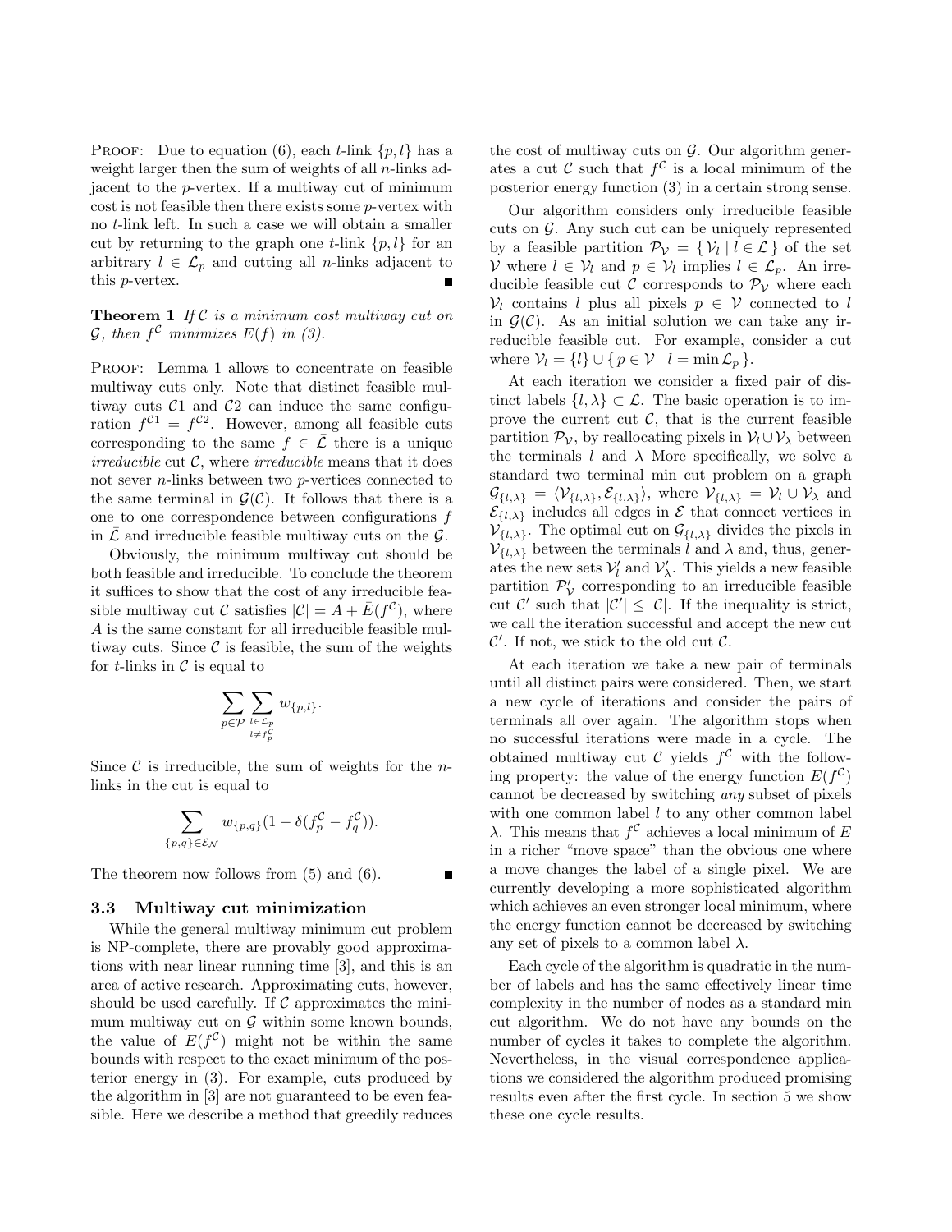PROOF: Due to equation (6), each $t$-link $\{p, l\}$ has a weight larger then the sum of weights of all $n$-links adjacent to the $p$-vertex. If a multiway cut of minimum cost is not feasible then there exists some $p$-vertex with no $t$-link left. In such a case we will obtain a smaller cut by returning to the graph one $t$-link $\{p, l\}$ for an arbitrary $l \in \mathcal{L}_p$ and cutting all $n$-links adjacent to this $p$-vertex. ∎

**Theorem 1** *If $\mathcal{C}$ is a minimum cost multiway cut on $\mathcal{G}$, then $f^{\mathcal{C}}$ minimizes $E(f)$ in (3).*

PROOF: Lemma 1 allows to concentrate on feasible multiway cuts only. Note that distinct feasible multiway cuts $\mathcal{C}1$ and $\mathcal{C}2$ can induce the same configuration $f^{\mathcal{C}1} = f^{\mathcal{C}2}$. However, among all feasible cuts corresponding to the same $f \in \bar{\mathcal{L}}$ there is a unique *irreducible* cut $\mathcal{C}$, where *irreducible* means that it does not sever $n$-links between two $p$-vertices connected to the same terminal in $\mathcal{G}(\mathcal{C})$. It follows that there is a one to one correspondence between configurations $f$ in $\bar{\mathcal{L}}$ and irreducible feasible multiway cuts on the $\mathcal{G}$.

Obviously, the minimum multiway cut should be both feasible and irreducible. To conclude the theorem it suffices to show that the cost of any irreducible feasible multiway cut $\mathcal{C}$ satisfies $|\mathcal{C}| = A + \bar{E}(f^{\mathcal{C}})$, where $A$ is the same constant for all irreducible feasible multiway cuts. Since $\mathcal{C}$ is feasible, the sum of the weights for $t$-links in $\mathcal{C}$ is equal to

$$\sum_{p \in \mathcal{P}} \sum_{\substack{l \in \mathcal{L}_p \\ l \neq f_p^{\mathcal{C}}}} w_{\{p,l\}}.$$

Since $\mathcal{C}$ is irreducible, the sum of weights for the $n$-links in the cut is equal to

$$\sum_{\{p,q\} \in \mathcal{E}_{\mathcal{N}}} w_{\{p,q\}} (1 - \delta(f_p^{\mathcal{C}} - f_q^{\mathcal{C}})).$$

The theorem now follows from (5) and (6). ∎

### 3.3 Multiway cut minimization

While the general multiway minimum cut problem is NP-complete, there are provably good approximations with near linear running time [3], and this is an area of active research. Approximating cuts, however, should be used carefully. If $\mathcal{C}$ approximates the minimum multiway cut on $\mathcal{G}$ within some known bounds, the value of $E(f^{\mathcal{C}})$ might not be within the same bounds with respect to the exact minimum of the posterior energy in (3). For example, cuts produced by the algorithm in [3] are not guaranteed to be even feasible. Here we describe a method that greedily reduces the cost of multiway cuts on $\mathcal{G}$. Our algorithm generates a cut $\mathcal{C}$ such that $f^{\mathcal{C}}$ is a local minimum of the posterior energy function (3) in a certain strong sense.

Our algorithm considers only irreducible feasible cuts on $\mathcal{G}$. Any such cut can be uniquely represented by a feasible partition $\mathcal{P}_{\mathcal{V}} = \{ \mathcal{V}_l \mid l \in \mathcal{L} \}$ of the set $\mathcal{V}$ where $l \in \mathcal{V}_l$ and $p \in \mathcal{V}_l$ implies $l \in \mathcal{L}_p$. An irreducible feasible cut $\mathcal{C}$ corresponds to $\mathcal{P}_{\mathcal{V}}$ where each $\mathcal{V}_l$ contains $l$ plus all pixels $p \in \mathcal{V}$ connected to $l$ in $\mathcal{G}(\mathcal{C})$. As an initial solution we can take any irreducible feasible cut. For example, consider a cut where $\mathcal{V}_l = \{l\} \cup \{ p \in \mathcal{V} \mid l = \min \mathcal{L}_p \}$.

At each iteration we consider a fixed pair of distinct labels $\{l, \lambda\} \subset \mathcal{L}$. The basic operation is to improve the current cut $\mathcal{C}$, that is the current feasible partition $\mathcal{P}_{\mathcal{V}}$, by reallocating pixels in $\mathcal{V}_l \cup \mathcal{V}_\lambda$ between the terminals $l$ and $\lambda$ More specifically, we solve a standard two terminal min cut problem on a graph $\mathcal{G}_{\{l,\lambda\}} = \langle \mathcal{V}_{\{l,\lambda\}}, \mathcal{E}_{\{l,\lambda\}} \rangle$, where $\mathcal{V}_{\{l,\lambda\}} = \mathcal{V}_l \cup \mathcal{V}_\lambda$ and $\mathcal{E}_{\{l,\lambda\}}$ includes all edges in $\mathcal{E}$ that connect vertices in $\mathcal{V}_{\{l,\lambda\}}$. The optimal cut on $\mathcal{G}_{\{l,\lambda\}}$ divides the pixels in $\mathcal{V}_{\{l,\lambda\}}$ between the terminals $l$ and $\lambda$ and, thus, generates the new sets $\mathcal{V}'_l$ and $\mathcal{V}'_\lambda$. This yields a new feasible partition $\mathcal{P}'_{\mathcal{V}}$ corresponding to an irreducible feasible cut $\mathcal{C}'$ such that $|\mathcal{C}'| \leq |\mathcal{C}|$. If the inequality is strict, we call the iteration successful and accept the new cut $\mathcal{C}'$. If not, we stick to the old cut $\mathcal{C}$.

At each iteration we take a new pair of terminals until all distinct pairs were considered. Then, we start a new cycle of iterations and consider the pairs of terminals all over again. The algorithm stops when no successful iterations were made in a cycle. The obtained multiway cut $\mathcal{C}$ yields $f^{\mathcal{C}}$ with the following property: the value of the energy function $E(f^{\mathcal{C}})$ cannot be decreased by switching *any* subset of pixels with one common label $l$ to any other common label $\lambda$. This means that $f^{\mathcal{C}}$ achieves a local minimum of $E$ in a richer "move space" than the obvious one where a move changes the label of a single pixel. We are currently developing a more sophisticated algorithm which achieves an even stronger local minimum, where the energy function cannot be decreased by switching any set of pixels to a common label $\lambda$.

Each cycle of the algorithm is quadratic in the number of labels and has the same effectively linear time complexity in the number of nodes as a standard min cut algorithm. We do not have any bounds on the number of cycles it takes to complete the algorithm. Nevertheless, in the visual correspondence applications we considered the algorithm produced promising results even after the first cycle. In section 5 we show these one cycle results.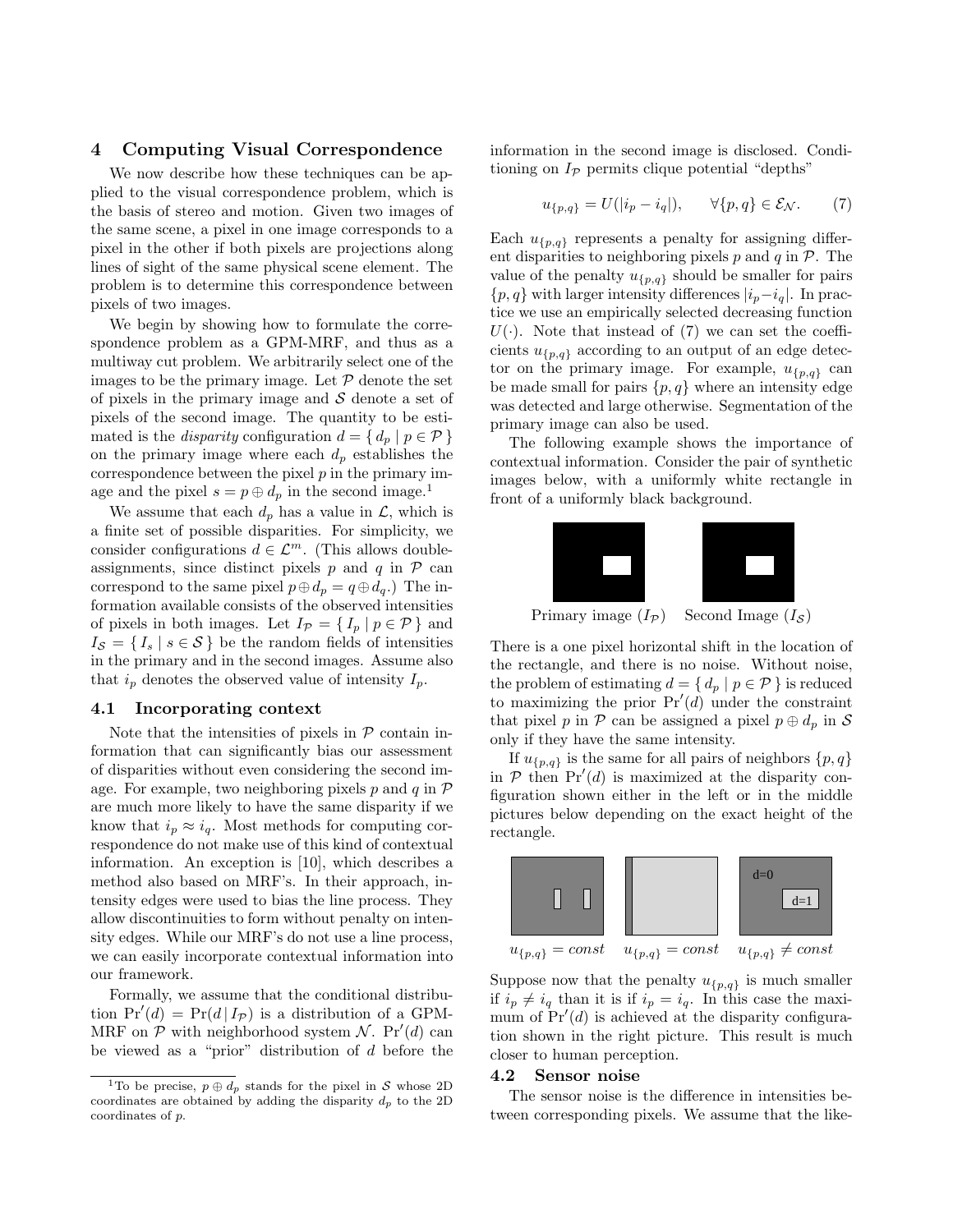## 4 Computing Visual Correspondence

We now describe how these techniques can be applied to the visual correspondence problem, which is the basis of stereo and motion. Given two images of the same scene, a pixel in one image corresponds to a pixel in the other if both pixels are projections along lines of sight of the same physical scene element. The problem is to determine this correspondence between pixels of two images.

We begin by showing how to formulate the correspondence problem as a GPM-MRF, and thus as a multiway cut problem. We arbitrarily select one of the images to be the primary image. Let $\mathcal{P}$ denote the set of pixels in the primary image and $\mathcal{S}$ denote a set of pixels of the second image. The quantity to be estimated is the *disparity* configuration $d = \{ d_p \mid p \in \mathcal{P} \}$ on the primary image where each $d_p$ establishes the correspondence between the pixel $p$ in the primary image and the pixel $s = p \oplus d_p$ in the second image.[1]

We assume that each $d_p$ has a value in $\mathcal{L}$, which is a finite set of possible disparities. For simplicity, we consider configurations $d \in \mathcal{L}^m$. (This allows double-assignments, since distinct pixels $p$ and $q$ in $\mathcal{P}$ can correspond to the same pixel $p \oplus d_p = q \oplus d_q$.) The information available consists of the observed intensities of pixels in both images. Let $I_\mathcal{P} = \{ I_p \mid p \in \mathcal{P} \}$ and $I_\mathcal{S} = \{ I_s \mid s \in \mathcal{S} \}$ be the random fields of intensities in the primary and in the second images. Assume also that $i_p$ denotes the observed value of intensity $I_p$.

### 4.1 Incorporating context

Note that the intensities of pixels in $\mathcal{P}$ contain information that can significantly bias our assessment of disparities without even considering the second image. For example, two neighboring pixels $p$ and $q$ in $\mathcal{P}$ are much more likely to have the same disparity if we know that $i_p \approx i_q$. Most methods for computing correspondence do not make use of this kind of contextual information. An exception is [10], which describes a method also based on MRF's. In their approach, intensity edges were used to bias the line process. They allow discontinuities to form without penalty on intensity edges. While our MRF's do not use a line process, we can easily incorporate contextual information into our framework.

Formally, we assume that the conditional distribution $\Pr'(d) = \Pr(d \mid I_\mathcal{P})$ is a distribution of a GPM-MRF on $\mathcal{P}$ with neighborhood system $\mathcal{N}$. $\Pr'(d)$ can be viewed as a "prior" distribution of $d$ before the information in the second image is disclosed. Conditioning on $I_\mathcal{P}$ permits clique potential "depths"

$$u_{\{p,q\}} = U(|i_p - i_q|), \qquad \forall \{p, q\} \in \mathcal{E}_\mathcal{N}. \tag{7}$$

Each $u_{\{p,q\}}$ represents a penalty for assigning different disparities to neighboring pixels $p$ and $q$ in $\mathcal{P}$. The value of the penalty $u_{\{p,q\}}$ should be smaller for pairs $\{p, q\}$ with larger intensity differences $|i_p - i_q|$. In practice we use an empirically selected decreasing function $U(\cdot)$. Note that instead of (7) we can set the coefficients $u_{\{p,q\}}$ according to an output of an edge detector on the primary image. For example, $u_{\{p,q\}}$ can be made small for pairs $\{p, q\}$ where an intensity edge was detected and large otherwise. Segmentation of the primary image can also be used.

The following example shows the importance of contextual information. Consider the pair of synthetic images below, with a uniformly white rectangle in front of a uniformly black background.

Primary image ($I_\mathcal{P}$) Second Image ($I_\mathcal{S}$)

There is a one pixel horizontal shift in the location of the rectangle, and there is no noise. Without noise, the problem of estimating $d = \{ d_p \mid p \in \mathcal{P} \}$ is reduced to maximizing the prior $\Pr'(d)$ under the constraint that pixel $p$ in $\mathcal{P}$ can be assigned a pixel $p \oplus d_p$ in $\mathcal{S}$ only if they have the same intensity.

If $u_{\{p,q\}}$ is the same for all pairs of neighbors $\{p, q\}$ in $\mathcal{P}$ then $\Pr'(d)$ is maximized at the disparity configuration shown either in the left or in the middle pictures below depending on the exact height of the rectangle.

d=0 d=1

$u_{\{p,q\}} = const$ $u_{\{p,q\}} = const$ $u_{\{p,q\}} \neq const$

Suppose now that the penalty $u_{\{p,q\}}$ is much smaller if $i_p \neq i_q$ than it is if $i_p = i_q$. In this case the maximum of $\Pr'(d)$ is achieved at the disparity configuration shown in the right picture. This result is much closer to human perception.

### 4.2 Sensor noise

The sensor noise is the difference in intensities between corresponding pixels. We assume that the like-

[1] To be precise, $p \oplus d_p$ stands for the pixel in $\mathcal{S}$ whose 2D coordinates are obtained by adding the disparity $d_p$ to the 2D coordinates of $p$.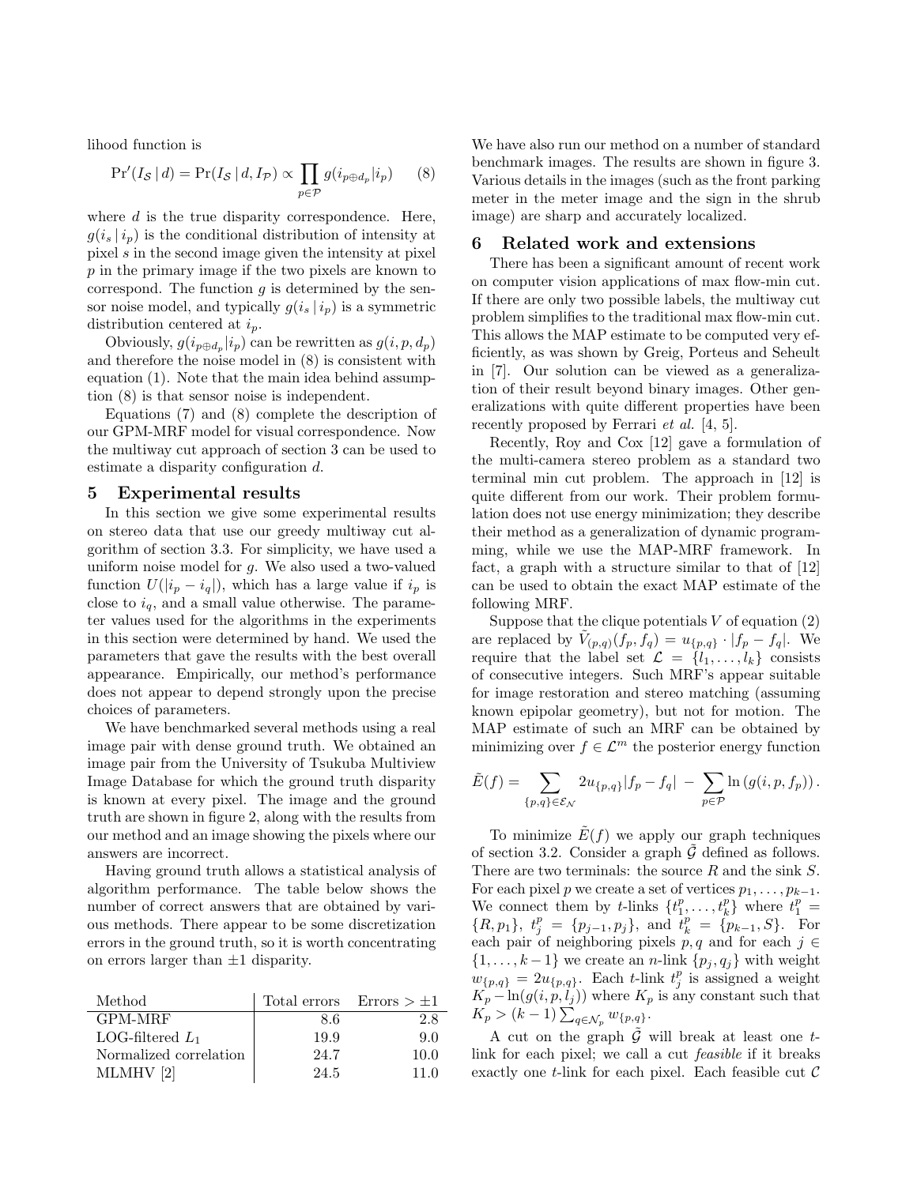lihood function is

$$\Pr'(I_{\mathcal{S}} \,|\, d) = \Pr(I_{\mathcal{S}} \,|\, d, I_{\mathcal{P}}) \propto \prod_{p \in \mathcal{P}} g(i_{p \oplus d_p} | i_p) \qquad (8)$$

where $d$ is the true disparity correspondence. Here, $g(i_s \,|\, i_p)$ is the conditional distribution of intensity at pixel $s$ in the second image given the intensity at pixel $p$ in the primary image if the two pixels are known to correspond. The function $g$ is determined by the sensor noise model, and typically $g(i_s \,|\, i_p)$ is a symmetric distribution centered at $i_p$.

Obviously, $g(i_{p \oplus d_p} | i_p)$ can be rewritten as $g(i, p, d_p)$ and therefore the noise model in (8) is consistent with equation (1). Note that the main idea behind assumption (8) is that sensor noise is independent.

Equations (7) and (8) complete the description of our GPM-MRF model for visual correspondence. Now the multiway cut approach of section 3 can be used to estimate a disparity configuration $d$.

## 5 Experimental results

In this section we give some experimental results on stereo data that use our greedy multiway cut algorithm of section 3.3. For simplicity, we have used a uniform noise model for $g$. We also used a two-valued function $U(|i_p - i_q|)$, which has a large value if $i_p$ is close to $i_q$, and a small value otherwise. The parameter values used for the algorithms in the experiments in this section were determined by hand. We used the parameters that gave the results with the best overall appearance. Empirically, our method's performance does not appear to depend strongly upon the precise choices of parameters.

We have benchmarked several methods using a real image pair with dense ground truth. We obtained an image pair from the University of Tsukuba Multiview Image Database for which the ground truth disparity is known at every pixel. The image and the ground truth are shown in figure 2, along with the results from our method and an image showing the pixels where our answers are incorrect.

Having ground truth allows a statistical analysis of algorithm performance. The table below shows the number of correct answers that are obtained by various methods. There appear to be some discretization errors in the ground truth, so it is worth concentrating on errors larger than $\pm 1$ disparity.

| Method | Total errors | Errors $> \pm 1$ |
|---|---|---|
| GPM-MRF | 8.6 | 2.8 |
| LOG-filtered $L_1$ | 19.9 | 9.0 |
| Normalized correlation | 24.7 | 10.0 |
| MLMHV [2] | 24.5 | 11.0 |

We have also run our method on a number of standard benchmark images. The results are shown in figure 3. Various details in the images (such as the front parking meter in the meter image and the sign in the shrub image) are sharp and accurately localized.

## 6 Related work and extensions

There has been a significant amount of recent work on computer vision applications of max flow-min cut. If there are only two possible labels, the multiway cut problem simplifies to the traditional max flow-min cut. This allows the MAP estimate to be computed very efficiently, as was shown by Greig, Porteus and Seheult in [7]. Our solution can be viewed as a generalization of their result beyond binary images. Other generalizations with quite different properties have been recently proposed by Ferrari *et al.* [4, 5].

Recently, Roy and Cox [12] gave a formulation of the multi-camera stereo problem as a standard two terminal min cut problem. The approach in [12] is quite different from our work. Their problem formulation does not use energy minimization; they describe their method as a generalization of dynamic programming, while we use the MAP-MRF framework. In fact, a graph with a structure similar to that of [12] can be used to obtain the exact MAP estimate of the following MRF.

Suppose that the clique potentials $V$ of equation (2) are replaced by $\tilde{V}_{(p,q)}(f_p, f_q) = u_{\{p,q\}} \cdot |f_p - f_q|$. We require that the label set $\mathcal{L} = \{l_1, \ldots, l_k\}$ consists of consecutive integers. Such MRF's appear suitable for image restoration and stereo matching (assuming known epipolar geometry), but not for motion. The MAP estimate of such an MRF can be obtained by minimizing over $f \in \mathcal{L}^m$ the posterior energy function

$$\tilde{E}(f) = \sum_{\{p,q\} \in \mathcal{E}_{\mathcal{N}}} 2u_{\{p,q\}} |f_p - f_q| \;-\; \sum_{p \in \mathcal{P}} \ln\left(g(i, p, f_p)\right).$$

To minimize $\tilde{E}(f)$ we apply our graph techniques of section 3.2. Consider a graph $\tilde{\mathcal{G}}$ defined as follows. There are two terminals: the source $R$ and the sink $S$. For each pixel $p$ we create a set of vertices $p_1, \ldots, p_{k-1}$. We connect them by $t$-links $\{t_1^p, \ldots, t_k^p\}$ where $t_1^p = \{R, p_1\}$, $t_j^p = \{p_{j-1}, p_j\}$, and $t_k^p = \{p_{k-1}, S\}$. For each pair of neighboring pixels $p, q$ and for each $j \in \{1, \ldots, k-1\}$ we create an $n$-link $\{p_j, q_j\}$ with weight $w_{\{p,q\}} = 2u_{\{p,q\}}$. Each $t$-link $t_j^p$ is assigned a weight $K_p - \ln(g(i, p, l_j))$ where $K_p$ is any constant such that $K_p > (k-1)\sum_{q \in \mathcal{N}_p} w_{\{p,q\}}$.

A cut on the graph $\tilde{\mathcal{G}}$ will break at least one $t$-link for each pixel; we call a cut *feasible* if it breaks exactly one $t$-link for each pixel. Each feasible cut $\mathcal{C}$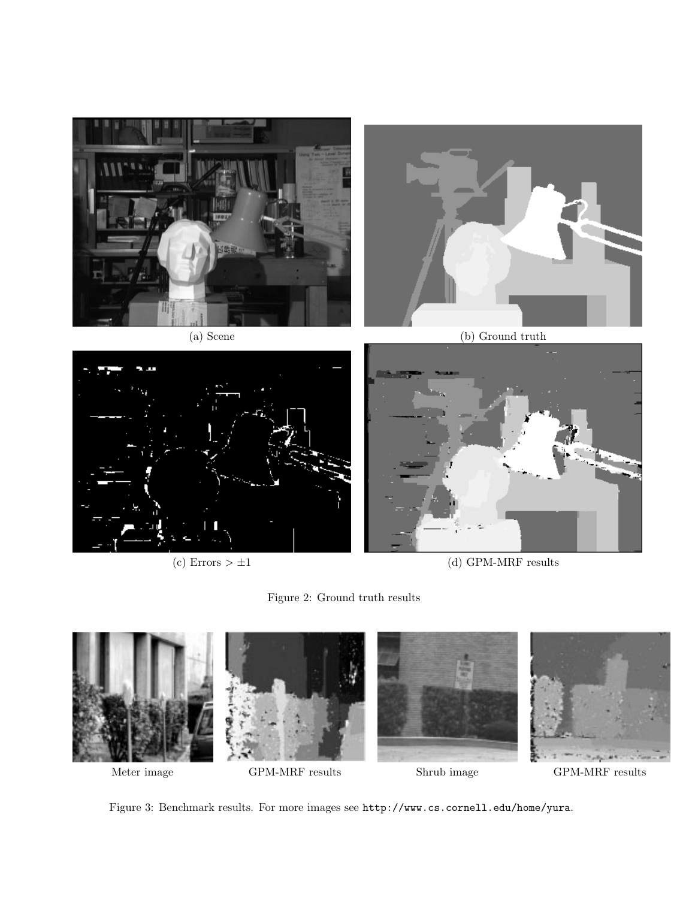(a) Scene

(b) Ground truth

(c) Errors $> \pm 1$

(d) GPM-MRF results

Figure 2: Ground truth results

Meter image

GPM-MRF results

Shrub image

GPM-MRF results

Figure 3: Benchmark results. For more images see `http://www.cs.cornell.edu/home/yura`.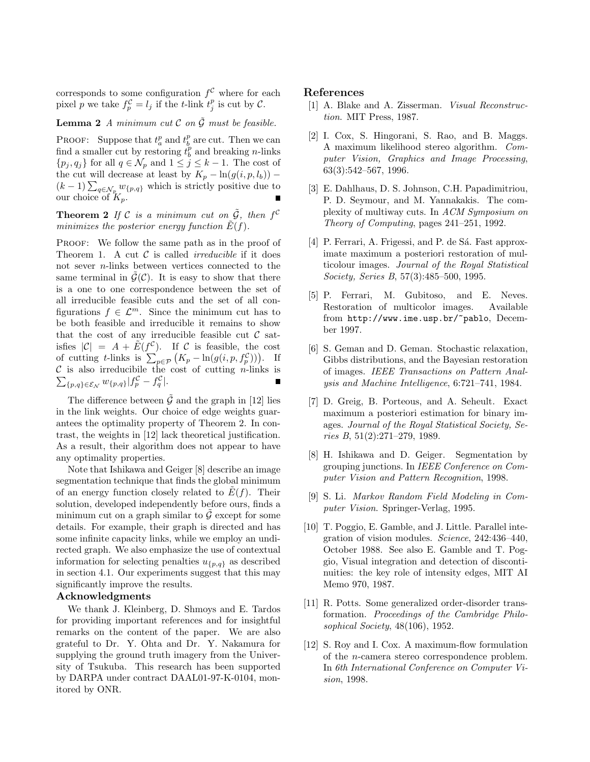corresponds to some configuration $f^{\mathcal{C}}$ where for each pixel $p$ we take $f_p^{\mathcal{C}} = l_j$ if the $t$-link $t_j^p$ is cut by $\mathcal{C}$.

**Lemma 2** *A minimum cut $\mathcal{C}$ on $\tilde{\mathcal{G}}$ must be feasible.*

Proof: Suppose that $t_a^p$ and $t_b^p$ are cut. Then we can find a smaller cut by restoring $t_b^p$ and breaking $n$-links $\{p_j, q_j\}$ for all $q \in \mathcal{N}_p$ and $1 \leq j \leq k-1$. The cost of the cut will decrease at least by $K_p - \ln(g(i,p,l_b)) - (k-1)\sum_{q\in\mathcal{N}_p} w_{\{p,q\}}$ which is strictly positive due to our choice of $K_p$. ∎

**Theorem 2** *If $\mathcal{C}$ is a minimum cut on $\tilde{\mathcal{G}}$, then $f^{\mathcal{C}}$ minimizes the posterior energy function $\tilde{E}(f)$.*

Proof: We follow the same path as in the proof of Theorem 1. A cut $\mathcal{C}$ is called *irreducible* if it does not sever $n$-links between vertices connected to the same terminal in $\tilde{\mathcal{G}}(\mathcal{C})$. It is easy to show that there is a one to one correspondence between the set of all irreducible feasible cuts and the set of all configurations $f \in \mathcal{L}^m$. Since the minimum cut has to be both feasible and irreducible it remains to show that the cost of any irreducible feasible cut $\mathcal{C}$ satisfies $|\mathcal{C}| = A + \tilde{E}(f^{\mathcal{C}})$. If $\mathcal{C}$ is feasible, the cost of cutting $t$-links is $\sum_{p\in\mathcal{P}}\left(K_p - \ln(g(i,p,f_p^{\mathcal{C}}))\right)$. If $\mathcal{C}$ is also irreducibile the cost of cutting $n$-links is $\sum_{\{p,q\}\in\mathcal{E}_{\mathcal{N}}} w_{\{p,q\}}|f_p^{\mathcal{C}} - f_q^{\mathcal{C}}|$. ∎

The difference between $\tilde{\mathcal{G}}$ and the graph in [12] lies in the link weights. Our choice of edge weights guarantees the optimality property of Theorem 2. In contrast, the weights in [12] lack theoretical justification. As a result, their algorithm does not appear to have any optimality properties.

Note that Ishikawa and Geiger [8] describe an image segmentation technique that finds the global minimum of an energy function closely related to $\tilde{E}(f)$. Their solution, developed independently before ours, finds a minimum cut on a graph similar to $\tilde{\mathcal{G}}$ except for some details. For example, their graph is directed and has some infinite capacity links, while we employ an undirected graph. We also emphasize the use of contextual information for selecting penalties $u_{\{p,q\}}$ as described in section 4.1. Our experiments suggest that this may significantly improve the results.

## Acknowledgments

We thank J. Kleinberg, D. Shmoys and E. Tardos for providing important references and for insightful remarks on the content of the paper. We are also grateful to Dr. Y. Ohta and Dr. Y. Nakamura for supplying the ground truth imagery from the University of Tsukuba. This research has been supported by DARPA under contract DAAL01-97-K-0104, monitored by ONR.

## References

[1] A. Blake and A. Zisserman. *Visual Reconstruction*. MIT Press, 1987.

[2] I. Cox, S. Hingorani, S. Rao, and B. Maggs. A maximum likelihood stereo algorithm. *Computer Vision, Graphics and Image Processing*, 63(3):542–567, 1996.

[3] E. Dahlhaus, D. S. Johnson, C.H. Papadimitriou, P. D. Seymour, and M. Yannakakis. The complexity of multiway cuts. In *ACM Symposium on Theory of Computing*, pages 241–251, 1992.

[4] P. Ferrari, A. Frigessi, and P. de Sá. Fast approximate maximum a posteriori restoration of multicolour images. *Journal of the Royal Statistical Society, Series B*, 57(3):485–500, 1995.

[5] P. Ferrari, M. Gubitoso, and E. Neves. Restoration of multicolor images. Available from `http://www.ime.usp.br/~pablo`, December 1997.

[6] S. Geman and D. Geman. Stochastic relaxation, Gibbs distributions, and the Bayesian restoration of images. *IEEE Transactions on Pattern Analysis and Machine Intelligence*, 6:721–741, 1984.

[7] D. Greig, B. Porteous, and A. Seheult. Exact maximum a posteriori estimation for binary images. *Journal of the Royal Statistical Society, Series B*, 51(2):271–279, 1989.

[8] H. Ishikawa and D. Geiger. Segmentation by grouping junctions. In *IEEE Conference on Computer Vision and Pattern Recognition*, 1998.

[9] S. Li. *Markov Random Field Modeling in Computer Vision*. Springer-Verlag, 1995.

[10] T. Poggio, E. Gamble, and J. Little. Parallel integration of vision modules. *Science*, 242:436–440, October 1988. See also E. Gamble and T. Poggio, Visual integration and detection of discontinuities: the key role of intensity edges, MIT AI Memo 970, 1987.

[11] R. Potts. Some generalized order-disorder transformation. *Proceedings of the Cambridge Philosophical Society*, 48(106), 1952.

[12] S. Roy and I. Cox. A maximum-flow formulation of the $n$-camera stereo correspondence problem. In *6th International Conference on Computer Vision*, 1998.